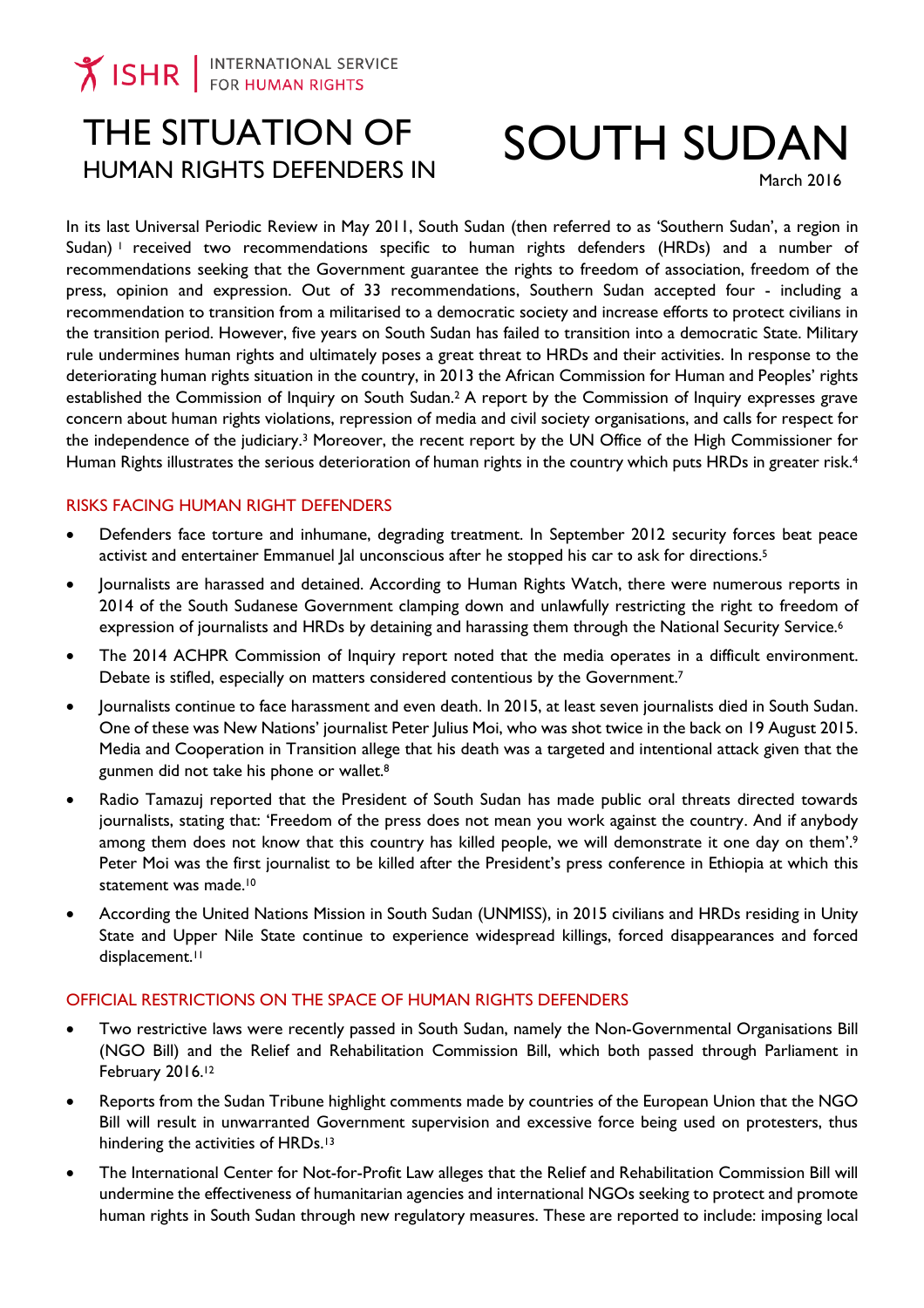ISHR | INTERNATIONAL SERVICE FOR HUMAN RIGHTS

# THE SITUATION OF HUMAN RIGHTS DEFENDERS IN SOUTH SUDAN

March 2016

In its last Universal Periodic Review in May 2011, South Sudan (then referred to as 'Southern Sudan', a region in Sudan) [1] received two recommendations specific to human rights defenders (HRDs) and a number of recommendations seeking that the Government guarantee the rights to freedom of association, freedom of the press, opinion and expression. Out of 33 recommendations, Southern Sudan accepted four - including a recommendation to transition from a militarised to a democratic society and increase efforts to protect civilians in the transition period. However, five years on South Sudan has failed to transition into a democratic State. Military rule undermines human rights and ultimately poses a great threat to HRDs and their activities. In response to the deteriorating human rights situation in the country, in 2013 the African Commission for Human and Peoples' rights established the Commission of Inquiry on South Sudan.[2] A report by the Commission of Inquiry expresses grave concern about human rights violations, repression of media and civil society organisations, and calls for respect for the independence of the judiciary.[3] Moreover, the recent report by the UN Office of the High Commissioner for Human Rights illustrates the serious deterioration of human rights in the country which puts HRDs in greater risk.[4]

## RISKS FACING HUMAN RIGHT DEFENDERS

- Defenders face torture and inhumane, degrading treatment. In September 2012 security forces beat peace activist and entertainer Emmanuel Jal unconscious after he stopped his car to ask for directions.[5]
- Journalists are harassed and detained. According to Human Rights Watch, there were numerous reports in 2014 of the South Sudanese Government clamping down and unlawfully restricting the right to freedom of expression of journalists and HRDs by detaining and harassing them through the National Security Service.[6]
- The 2014 ACHPR Commission of Inquiry report noted that the media operates in a difficult environment. Debate is stifled, especially on matters considered contentious by the Government.[7]
- Journalists continue to face harassment and even death. In 2015, at least seven journalists died in South Sudan. One of these was New Nations' journalist Peter Julius Moi, who was shot twice in the back on 19 August 2015. Media and Cooperation in Transition allege that his death was a targeted and intentional attack given that the gunmen did not take his phone or wallet.[8]
- Radio Tamazuj reported that the President of South Sudan has made public oral threats directed towards journalists, stating that: 'Freedom of the press does not mean you work against the country. And if anybody among them does not know that this country has killed people, we will demonstrate it one day on them'.[9] Peter Moi was the first journalist to be killed after the President's press conference in Ethiopia at which this statement was made.[10]
- According the United Nations Mission in South Sudan (UNMISS), in 2015 civilians and HRDs residing in Unity State and Upper Nile State continue to experience widespread killings, forced disappearances and forced displacement.[11]

## OFFICIAL RESTRICTIONS ON THE SPACE OF HUMAN RIGHTS DEFENDERS

- Two restrictive laws were recently passed in South Sudan, namely the Non-Governmental Organisations Bill (NGO Bill) and the Relief and Rehabilitation Commission Bill, which both passed through Parliament in February 2016.[12]
- Reports from the Sudan Tribune highlight comments made by countries of the European Union that the NGO Bill will result in unwarranted Government supervision and excessive force being used on protesters, thus hindering the activities of HRDs.[13]
- The International Center for Not-for-Profit Law alleges that the Relief and Rehabilitation Commission Bill will undermine the effectiveness of humanitarian agencies and international NGOs seeking to protect and promote human rights in South Sudan through new regulatory measures. These are reported to include: imposing local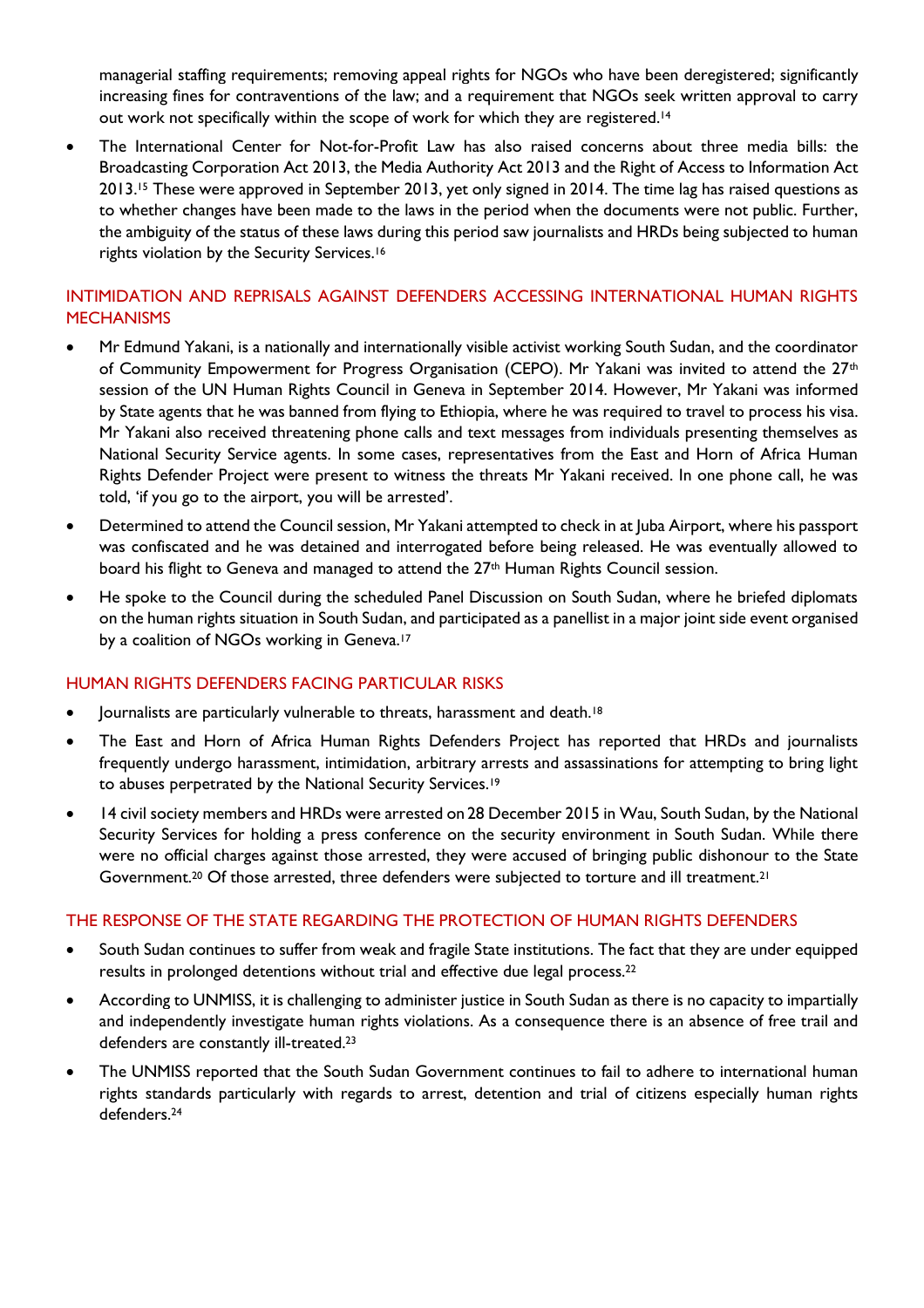managerial staffing requirements; removing appeal rights for NGOs who have been deregistered; significantly increasing fines for contraventions of the law; and a requirement that NGOs seek written approval to carry out work not specifically within the scope of work for which they are registered.[14]

- The International Center for Not-for-Profit Law has also raised concerns about three media bills: the Broadcasting Corporation Act 2013, the Media Authority Act 2013 and the Right of Access to Information Act 2013.[15] These were approved in September 2013, yet only signed in 2014. The time lag has raised questions as to whether changes have been made to the laws in the period when the documents were not public. Further, the ambiguity of the status of these laws during this period saw journalists and HRDs being subjected to human rights violation by the Security Services.[16]

## INTIMIDATION AND REPRISALS AGAINST DEFENDERS ACCESSING INTERNATIONAL HUMAN RIGHTS MECHANISMS

- Mr Edmund Yakani, is a nationally and internationally visible activist working South Sudan, and the coordinator of Community Empowerment for Progress Organisation (CEPO). Mr Yakani was invited to attend the 27th session of the UN Human Rights Council in Geneva in September 2014. However, Mr Yakani was informed by State agents that he was banned from flying to Ethiopia, where he was required to travel to process his visa. Mr Yakani also received threatening phone calls and text messages from individuals presenting themselves as National Security Service agents. In some cases, representatives from the East and Horn of Africa Human Rights Defender Project were present to witness the threats Mr Yakani received. In one phone call, he was told, 'if you go to the airport, you will be arrested'.
- Determined to attend the Council session, Mr Yakani attempted to check in at Juba Airport, where his passport was confiscated and he was detained and interrogated before being released. He was eventually allowed to board his flight to Geneva and managed to attend the 27th Human Rights Council session.
- He spoke to the Council during the scheduled Panel Discussion on South Sudan, where he briefed diplomats on the human rights situation in South Sudan, and participated as a panellist in a major joint side event organised by a coalition of NGOs working in Geneva.[17]

## HUMAN RIGHTS DEFENDERS FACING PARTICULAR RISKS

- Journalists are particularly vulnerable to threats, harassment and death.[18]
- The East and Horn of Africa Human Rights Defenders Project has reported that HRDs and journalists frequently undergo harassment, intimidation, arbitrary arrests and assassinations for attempting to bring light to abuses perpetrated by the National Security Services.[19]
- 14 civil society members and HRDs were arrested on 28 December 2015 in Wau, South Sudan, by the National Security Services for holding a press conference on the security environment in South Sudan. While there were no official charges against those arrested, they were accused of bringing public dishonour to the State Government.[20] Of those arrested, three defenders were subjected to torture and ill treatment.[21]

## THE RESPONSE OF THE STATE REGARDING THE PROTECTION OF HUMAN RIGHTS DEFENDERS

- South Sudan continues to suffer from weak and fragile State institutions. The fact that they are under equipped results in prolonged detentions without trial and effective due legal process.[22]
- According to UNMISS, it is challenging to administer justice in South Sudan as there is no capacity to impartially and independently investigate human rights violations. As a consequence there is an absence of free trail and defenders are constantly ill-treated.[23]
- The UNMISS reported that the South Sudan Government continues to fail to adhere to international human rights standards particularly with regards to arrest, detention and trial of citizens especially human rights defenders.[24]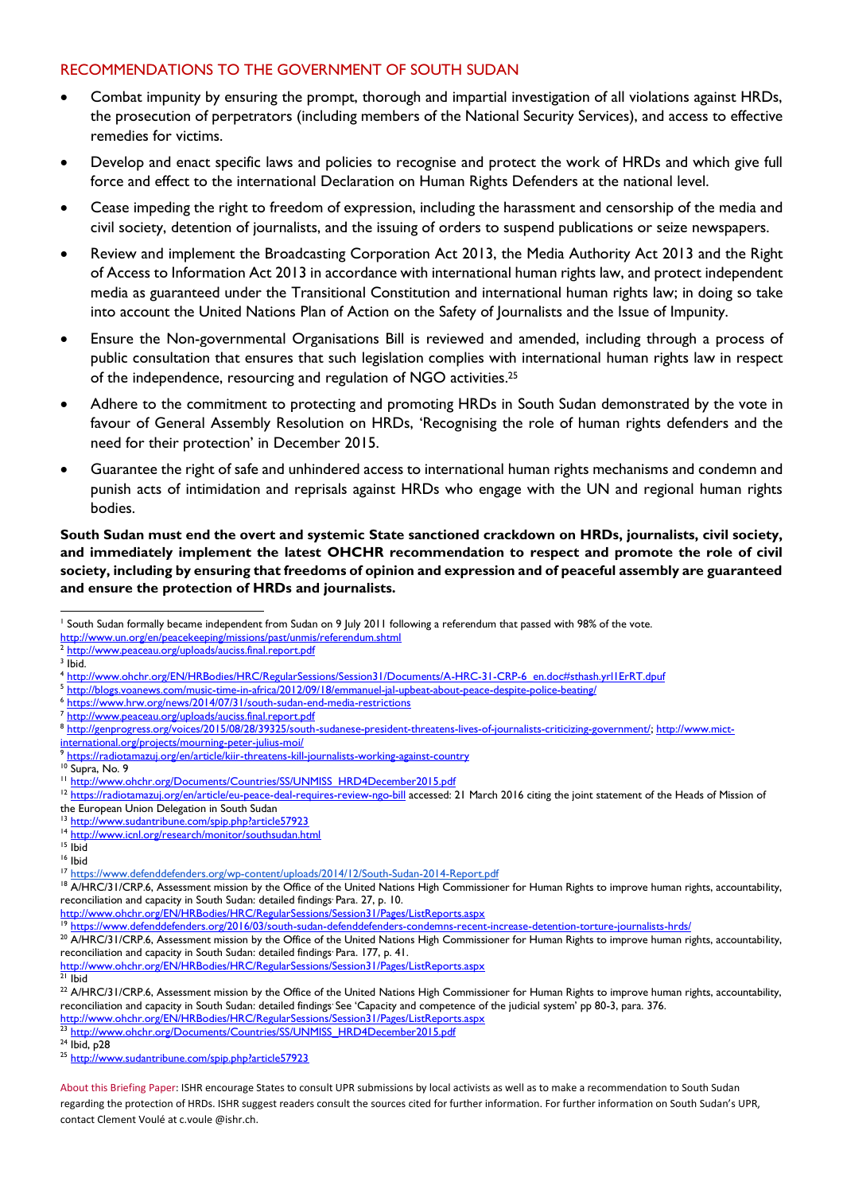## RECOMMENDATIONS TO THE GOVERNMENT OF SOUTH SUDAN

- Combat impunity by ensuring the prompt, thorough and impartial investigation of all violations against HRDs, the prosecution of perpetrators (including members of the National Security Services), and access to effective remedies for victims.
- Develop and enact specific laws and policies to recognise and protect the work of HRDs and which give full force and effect to the international Declaration on Human Rights Defenders at the national level.
- Cease impeding the right to freedom of expression, including the harassment and censorship of the media and civil society, detention of journalists, and the issuing of orders to suspend publications or seize newspapers.
- Review and implement the Broadcasting Corporation Act 2013, the Media Authority Act 2013 and the Right of Access to Information Act 2013 in accordance with international human rights law, and protect independent media as guaranteed under the Transitional Constitution and international human rights law; in doing so take into account the United Nations Plan of Action on the Safety of Journalists and the Issue of Impunity.
- Ensure the Non-governmental Organisations Bill is reviewed and amended, including through a process of public consultation that ensures that such legislation complies with international human rights law in respect of the independence, resourcing and regulation of NGO activities.[25]
- Adhere to the commitment to protecting and promoting HRDs in South Sudan demonstrated by the vote in favour of General Assembly Resolution on HRDs, 'Recognising the role of human rights defenders and the need for their protection' in December 2015.
- Guarantee the right of safe and unhindered access to international human rights mechanisms and condemn and punish acts of intimidation and reprisals against HRDs who engage with the UN and regional human rights bodies.

**South Sudan must end the overt and systemic State sanctioned crackdown on HRDs, journalists, civil society, and immediately implement the latest OHCHR recommendation to respect and promote the role of civil society, including by ensuring that freedoms of opinion and expression and of peaceful assembly are guaranteed and ensure the protection of HRDs and journalists.**

---

[1] South Sudan formally became independent from Sudan on 9 July 2011 following a referendum that passed with 98% of the vote. http://www.un.org/en/peacekeeping/missions/past/unmis/referendum.shtml
[2] http://www.peaceau.org/uploads/auciss.final.report.pdf
[3] Ibid.
[4] http://www.ohchr.org/EN/HRBodies/HRC/RegularSessions/Session31/Documents/A-HRC-31-CRP-6_en.doc#sthash.yrl1ErRT.dpuf
[5] http://blogs.voanews.com/music-time-in-africa/2012/09/18/emmanuel-jal-upbeat-about-peace-despite-police-beating/
[6] https://www.hrw.org/news/2014/07/31/south-sudan-end-media-restrictions
[7] http://www.peaceau.org/uploads/auciss.final.report.pdf
[8] http://genprogress.org/voices/2015/08/28/39325/south-sudanese-president-threatens-lives-of-journalists-criticizing-government/; http://www.mict-international.org/projects/mourning-peter-julius-moi/
[9] https://radiotamazuj.org/en/article/kiir-threatens-kill-journalists-working-against-country
[10] Supra, No. 9
[11] http://www.ohchr.org/Documents/Countries/SS/UNMISS_HRD4December2015.pdf
[12] https://radiotamazuj.org/en/article/eu-peace-deal-requires-review-ngo-bill accessed: 21 March 2016 citing the joint statement of the Heads of Mission of the European Union Delegation in South Sudan
[13] http://www.sudantribune.com/spip.php?article57923
[14] http://www.icnl.org/research/monitor/southsudan.html
[15] Ibid
[16] Ibid
[17] https://www.defenddefenders.org/wp-content/uploads/2014/12/South-Sudan-2014-Report.pdf
[18] A/HRC/31/CRP.6, Assessment mission by the Office of the United Nations High Commissioner for Human Rights to improve human rights, accountability, reconciliation and capacity in South Sudan: detailed findings, Para. 27, p. 10. http://www.ohchr.org/EN/HRBodies/HRC/RegularSessions/Session31/Pages/ListReports.aspx
[19] https://www.defenddefenders.org/2016/03/south-sudan-defenddefenders-condemns-recent-increase-detention-torture-journalists-hrds/
[20] A/HRC/31/CRP.6, Assessment mission by the Office of the United Nations High Commissioner for Human Rights to improve human rights, accountability, reconciliation and capacity in South Sudan: detailed findings, Para. 177, p. 41. http://www.ohchr.org/EN/HRBodies/HRC/RegularSessions/Session31/Pages/ListReports.aspx
[21] Ibid
[22] A/HRC/31/CRP.6, Assessment mission by the Office of the United Nations High Commissioner for Human Rights to improve human rights, accountability, reconciliation and capacity in South Sudan: detailed findings, See 'Capacity and competence of the judicial system' pp 80-3, para. 376. http://www.ohchr.org/EN/HRBodies/HRC/RegularSessions/Session31/Pages/ListReports.aspx
[23] http://www.ohchr.org/Documents/Countries/SS/UNMISS_HRD4December2015.pdf
[24] Ibid, p28
[25] http://www.sudantribune.com/spip.php?article57923

About this Briefing Paper: ISHR encourage States to consult UPR submissions by local activists as well as to make a recommendation to South Sudan regarding the protection of HRDs. ISHR suggest readers consult the sources cited for further information. For further information on South Sudan's UPR, contact Clement Voulé at c.voule @ishr.ch.